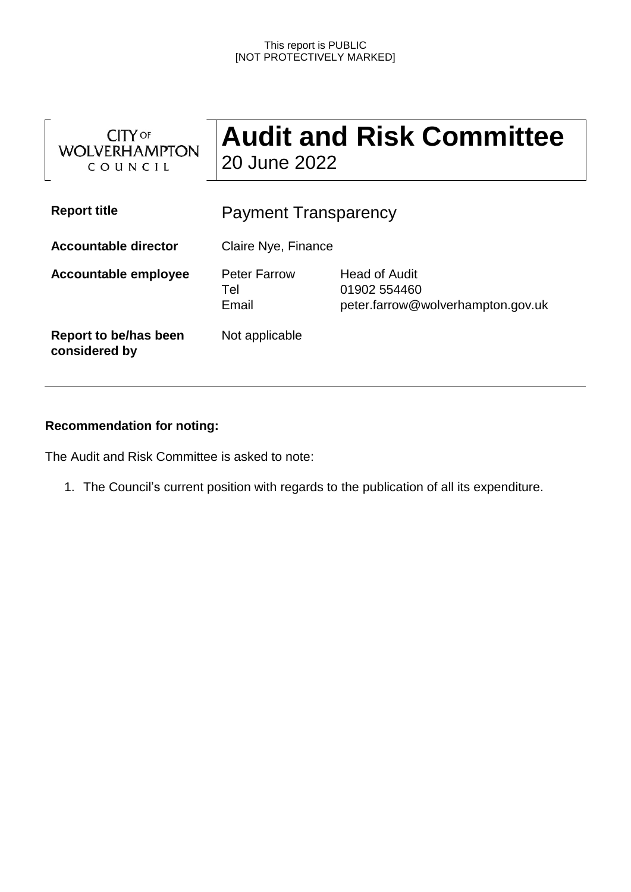This report is PUBLIC
[NOT PROTECTIVELY MARKED]

CITY OF WOLVERHAMPTON COUNCIL

# Audit and Risk Committee
20 June 2022

| | | |
|---|---|---|
| **Report title** | Payment Transparency | |
| **Accountable director** | Claire Nye, Finance | |
| **Accountable employee** | Peter Farrow<br>Tel<br>Email | Head of Audit<br>01902 554460<br>peter.farrow@wolverhampton.gov.uk |
| **Report to be/has been considered by** | Not applicable | |

**Recommendation for noting:**

The Audit and Risk Committee is asked to note:

1. The Council's current position with regards to the publication of all its expenditure.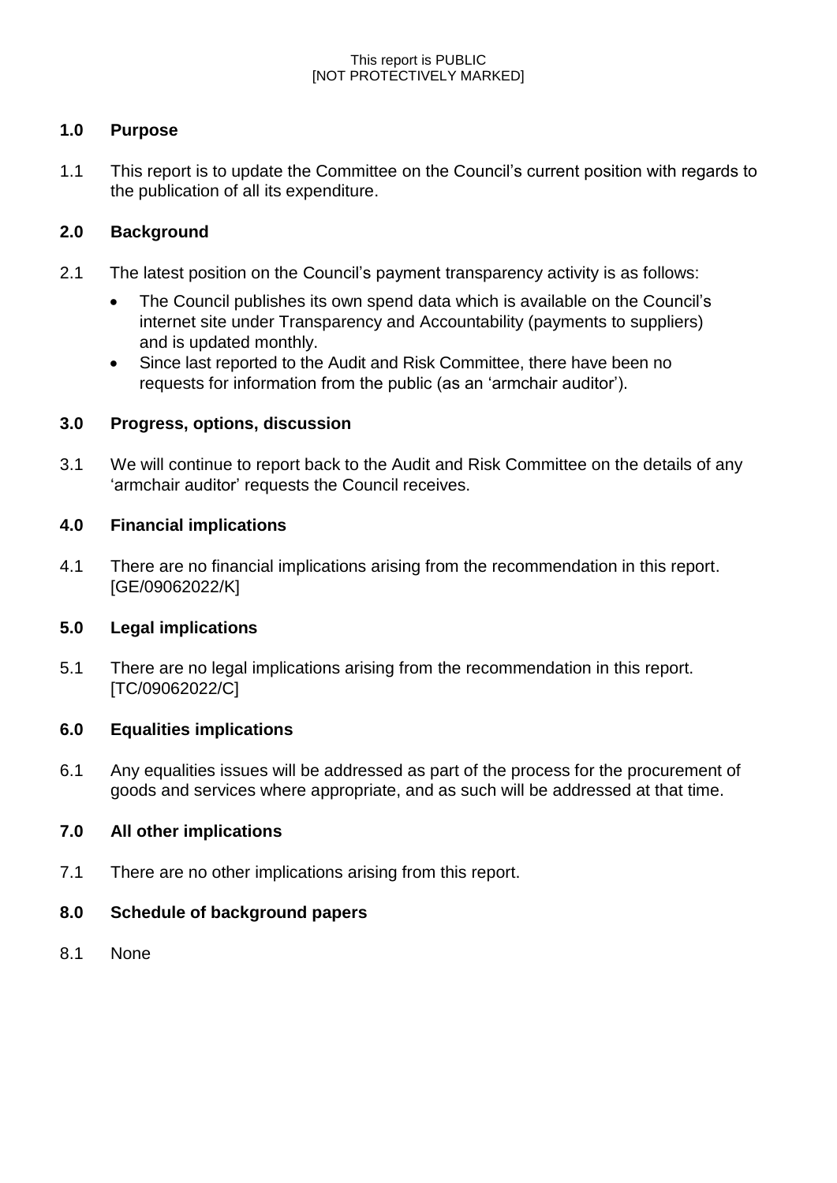## 1.0 Purpose

1.1 This report is to update the Committee on the Council's current position with regards to the publication of all its expenditure.

## 2.0 Background

2.1 The latest position on the Council's payment transparency activity is as follows:

- The Council publishes its own spend data which is available on the Council's internet site under Transparency and Accountability (payments to suppliers) and is updated monthly.
- Since last reported to the Audit and Risk Committee, there have been no requests for information from the public (as an 'armchair auditor').

## 3.0 Progress, options, discussion

3.1 We will continue to report back to the Audit and Risk Committee on the details of any 'armchair auditor' requests the Council receives.

## 4.0 Financial implications

4.1 There are no financial implications arising from the recommendation in this report. [GE/09062022/K]

## 5.0 Legal implications

5.1 There are no legal implications arising from the recommendation in this report. [TC/09062022/C]

## 6.0 Equalities implications

6.1 Any equalities issues will be addressed as part of the process for the procurement of goods and services where appropriate, and as such will be addressed at that time.

## 7.0 All other implications

7.1 There are no other implications arising from this report.

## 8.0 Schedule of background papers

8.1 None